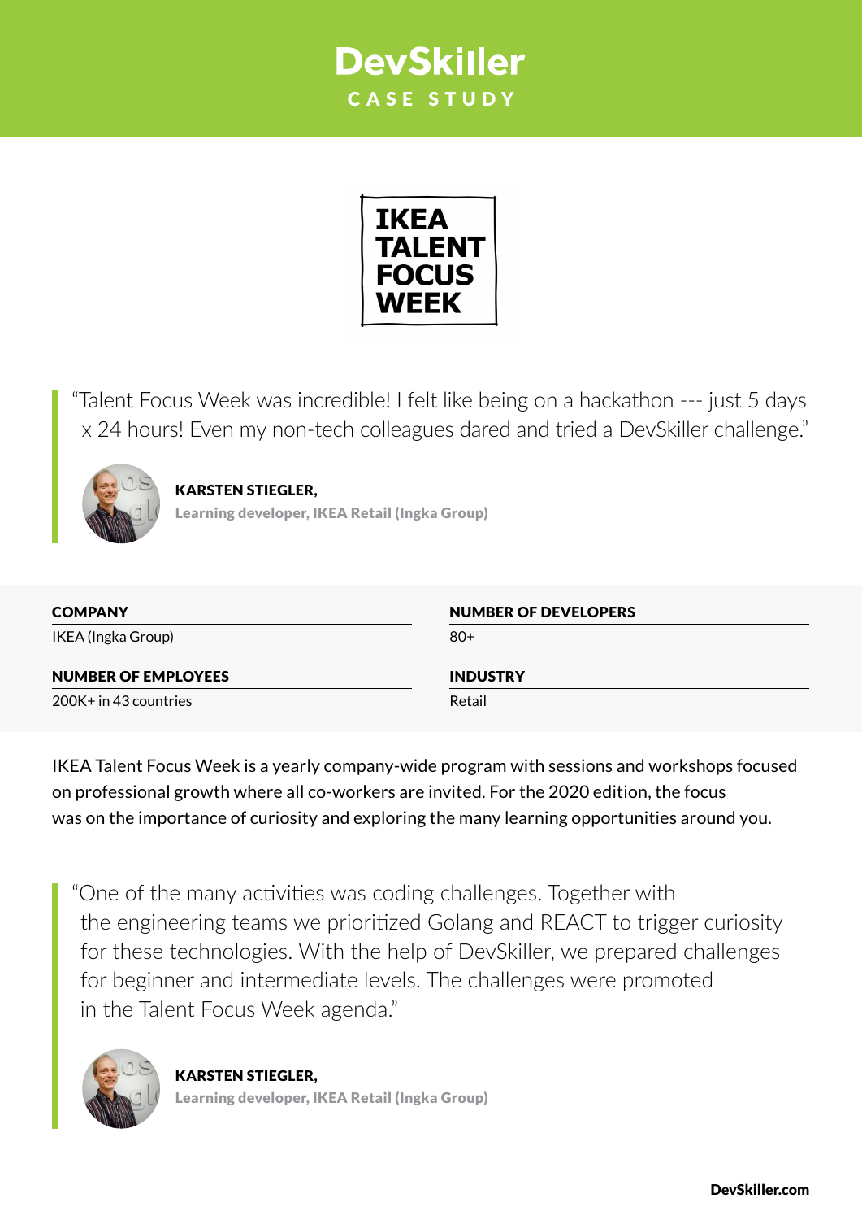# DevSkiller

CASE STUDY

IKEA TALENT FOCUS WEEK

> "Talent Focus Week was incredible! I felt like being on a hackathon --- just 5 days x 24 hours! Even my non-tech colleagues dared and tried a DevSkiller challenge."

**KARSTEN STIEGLER,**
**Learning developer, IKEA Retail (Ingka Group)**

| COMPANY | NUMBER OF DEVELOPERS |
| --- | --- |
| IKEA (Ingka Group) | 80+ |
| **NUMBER OF EMPLOYEES** | **INDUSTRY** |
| 200K+ in 43 countries | Retail |

IKEA Talent Focus Week is a yearly company-wide program with sessions and workshops focused on professional growth where all co-workers are invited. For the 2020 edition, the focus was on the importance of curiosity and exploring the many learning opportunities around you.

> "One of the many activities was coding challenges. Together with the engineering teams we prioritized Golang and REACT to trigger curiosity for these technologies. With the help of DevSkiller, we prepared challenges for beginner and intermediate levels. The challenges were promoted in the Talent Focus Week agenda."

**KARSTEN STIEGLER,**
**Learning developer, IKEA Retail (Ingka Group)**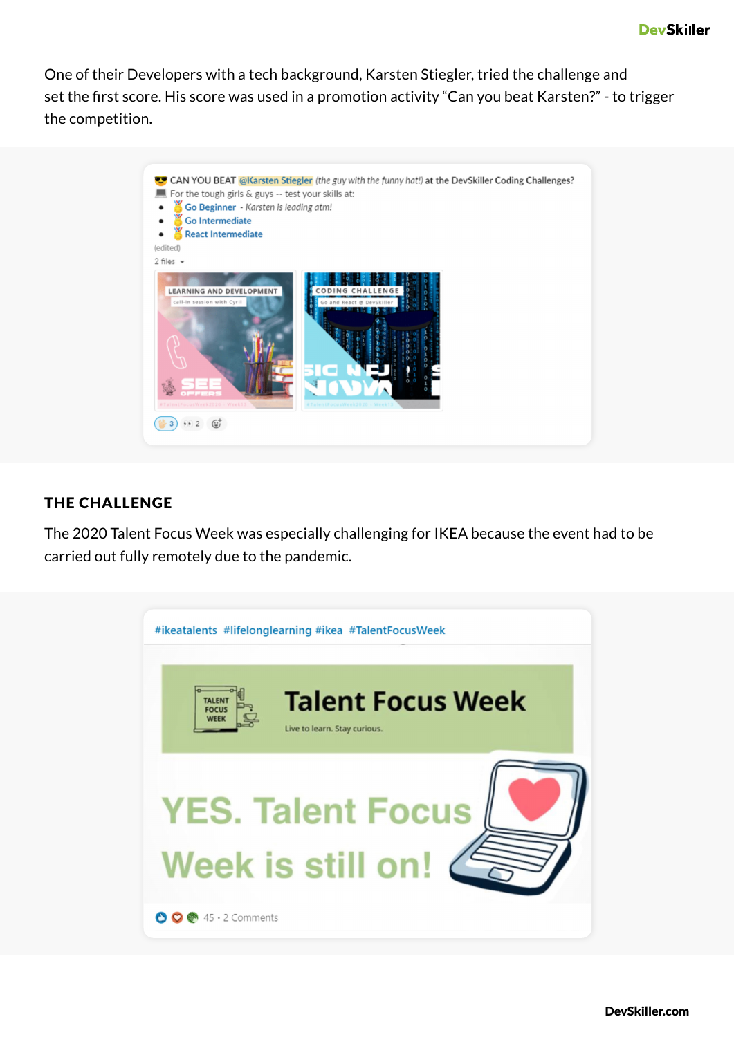One of their Developers with a tech background, Karsten Stiegler, tried the challenge and set the first score. His score was used in a promotion activity "Can you beat Karsten?" - to trigger the competition.

CAN YOU BEAT @Karsten Stiegler *(the guy with the funny hat!)* at the DevSkiller Coding Challenges?
For the tough girls & guys -- test your skills at:

- Go Beginner - *Karsten is leading atm!*
- Go Intermediate
- React Intermediate

(edited)

2 files

## THE CHALLENGE

The 2020 Talent Focus Week was especially challenging for IKEA because the event had to be carried out fully remotely due to the pandemic.

#ikeatalents #lifelonglearning #ikea #TalentFocusWeek

Talent Focus Week

Live to learn. Stay curious.

YES. Talent Focus Week is still on!

45 • 2 Comments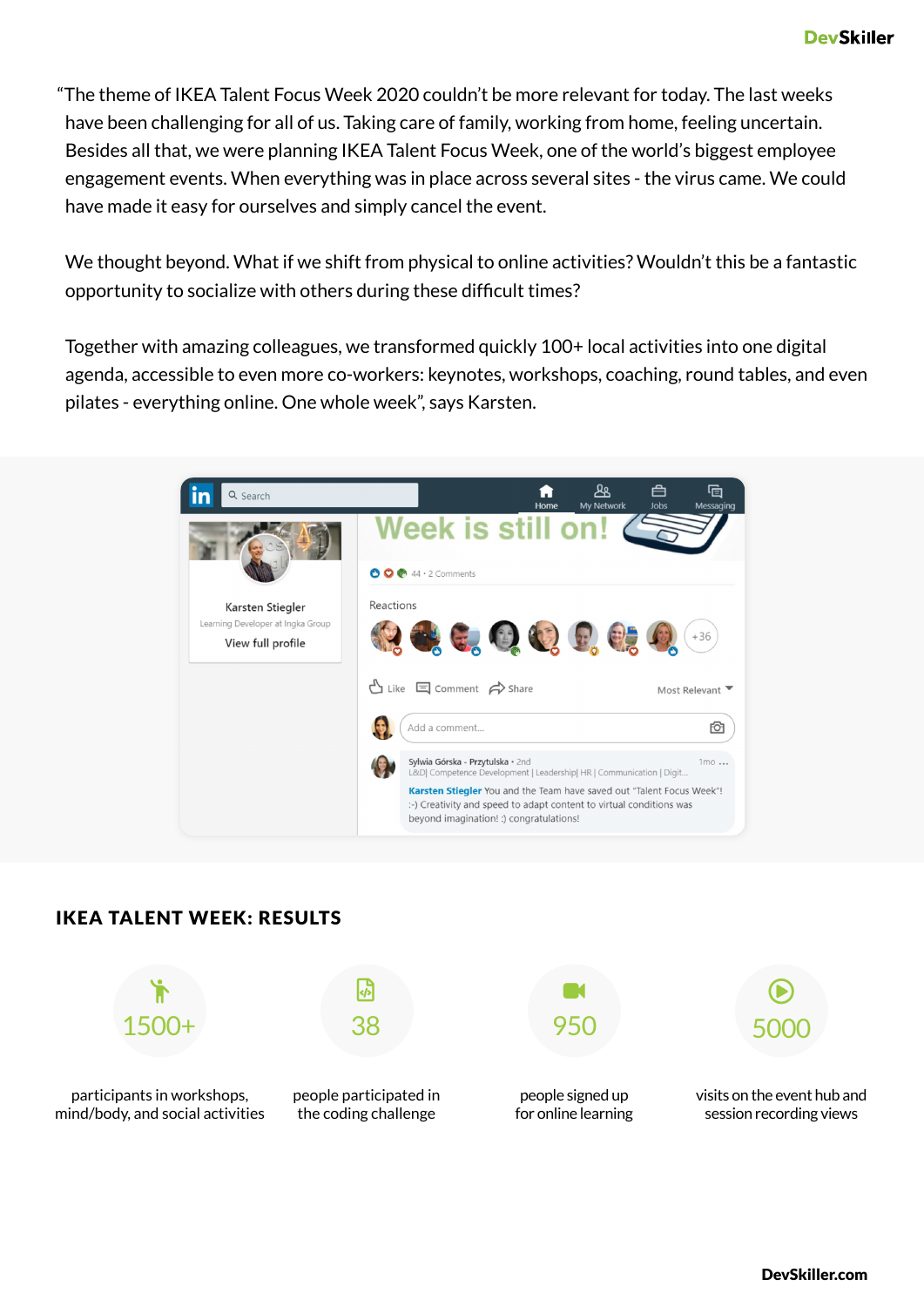"The theme of IKEA Talent Focus Week 2020 couldn't be more relevant for today. The last weeks have been challenging for all of us. Taking care of family, working from home, feeling uncertain. Besides all that, we were planning IKEA Talent Focus Week, one of the world's biggest employee engagement events. When everything was in place across several sites - the virus came. We could have made it easy for ourselves and simply cancel the event.

We thought beyond. What if we shift from physical to online activities? Wouldn't this be a fantastic opportunity to socialize with others during these difficult times?

Together with amazing colleagues, we transformed quickly 100+ local activities into one digital agenda, accessible to even more co-workers: keynotes, workshops, coaching, round tables, and even pilates - everything online. One whole week", says Karsten.

## IKEA TALENT WEEK: RESULTS

**1500+**
participants in workshops, mind/body, and social activities

**38**
people participated in the coding challenge

**950**
people signed up for online learning

**5000**
visits on the event hub and session recording views